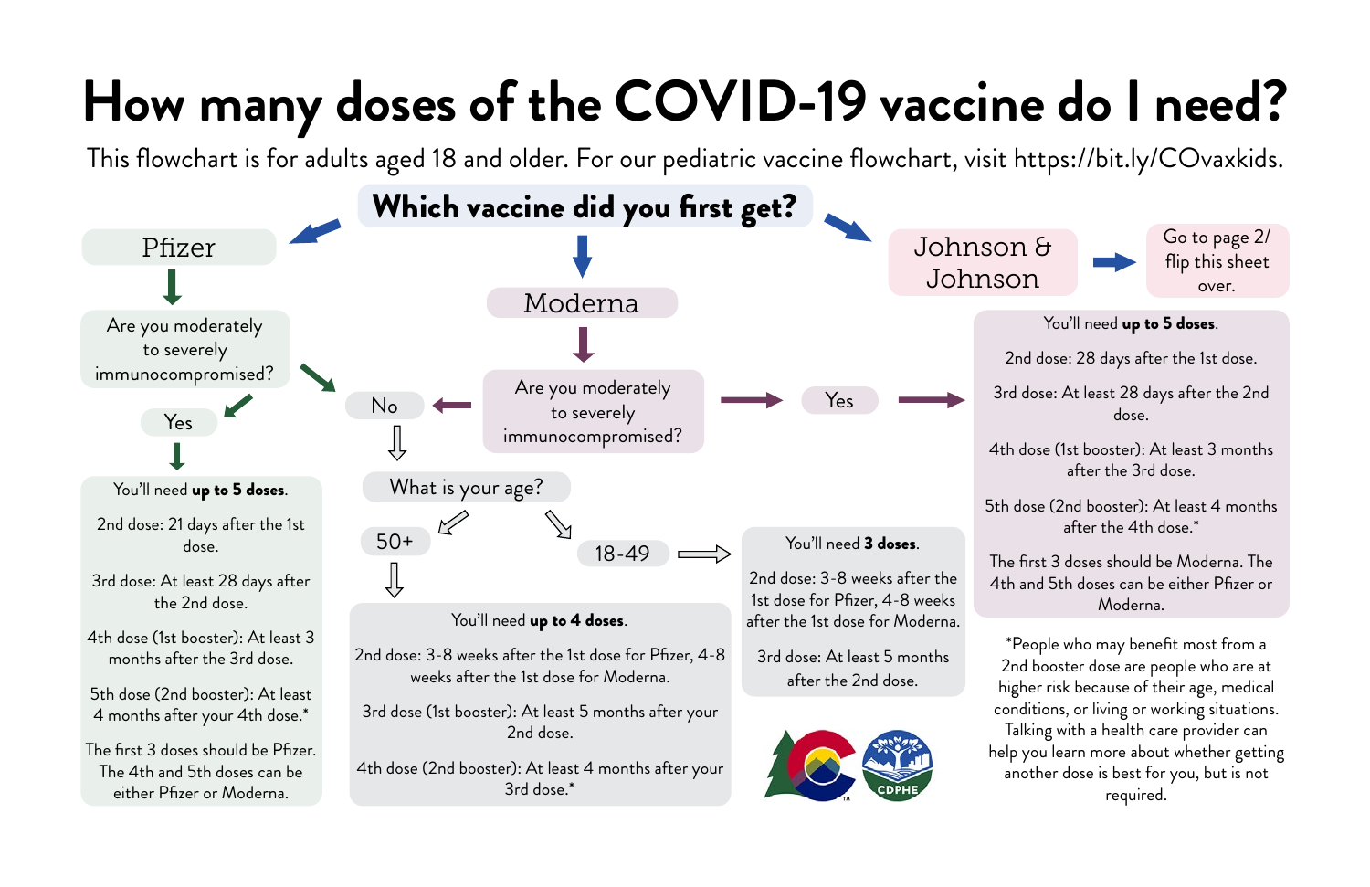# How many doses of the COVID-19 vaccine do I need?

This flowchart is for adults aged 18 and older. For our pediatric vaccine flowchart, visit https://bit.ly/COvaxkids.

## Which vaccine did you first get?

### Pfizer

Are you moderately to severely immunocompromised?

- **Yes** →

You'll need **up to 5 doses**.

2nd dose: 21 days after the 1st dose.

3rd dose: At least 28 days after the 2nd dose.

4th dose (1st booster): At least 3 months after the 3rd dose.

5th dose (2nd booster): At least 4 months after your 4th dose.*

The first 3 doses should be Pfizer. The 4th and 5th doses can be either Pfizer or Moderna.

- **No** → What is your age? (see below)

### Moderna

Are you moderately to severely immunocompromised?

- **Yes** →

You'll need **up to 5 doses**.

2nd dose: 28 days after the 1st dose.

3rd dose: At least 28 days after the 2nd dose.

4th dose (1st booster): At least 3 months after the 3rd dose.

5th dose (2nd booster): At least 4 months after the 4th dose.*

The first 3 doses should be Moderna. The 4th and 5th doses can be either Pfizer or Moderna.

- **No** → What is your age? (see below)

### What is your age?

**50+**

You'll need **up to 4 doses**.

2nd dose: 3-8 weeks after the 1st dose for Pfizer, 4-8 weeks after the 1st dose for Moderna.

3rd dose (1st booster): At least 5 months after your 2nd dose.

4th dose (2nd booster): At least 4 months after your 3rd dose.*

**18-49**

You'll need **3 doses**.

2nd dose: 3-8 weeks after the 1st dose for Pfizer, 4-8 weeks after the 1st dose for Moderna.

3rd dose: At least 5 months after the 2nd dose.

### Johnson & Johnson

Go to page 2/ flip this sheet over.

*People who may benefit most from a 2nd booster dose are people who are at higher risk because of their age, medical conditions, or living or working situations. Talking with a health care provider can help you learn more about whether getting another dose is best for you, but is not required.

CDPHE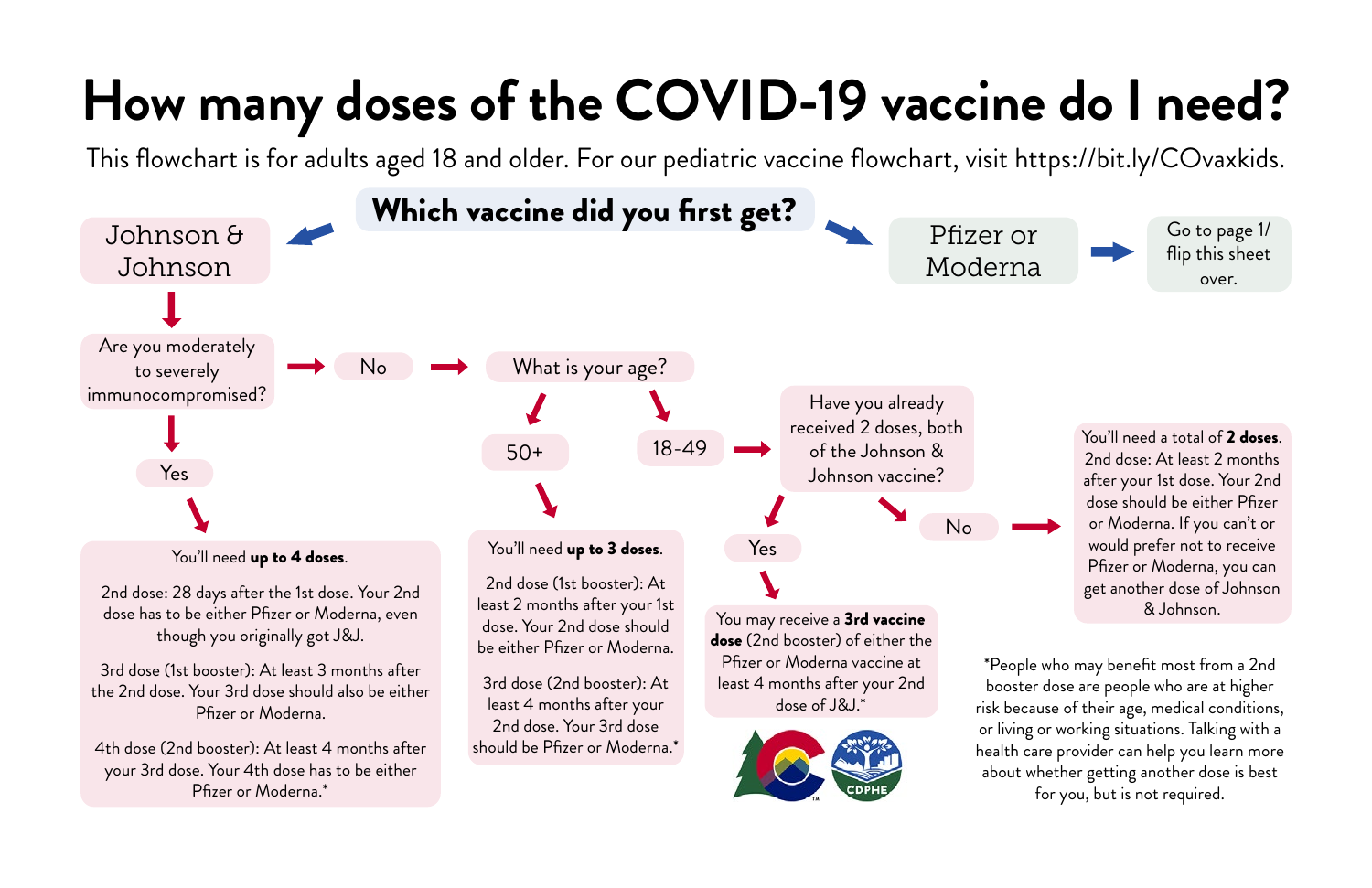# How many doses of the COVID-19 vaccine do I need?

This flowchart is for adults aged 18 and older. For our pediatric vaccine flowchart, visit https://bit.ly/COvaxkids.

**Which vaccine did you first get?**

**Pfizer or Moderna** → Go to page 1/ flip this sheet over.

**Johnson & Johnson** → Are you moderately to severely immunocompromised?

**Yes** →

You'll need **up to 4 doses**.

2nd dose: 28 days after the 1st dose. Your 2nd dose has to be either Pfizer or Moderna, even though you originally got J&J.

3rd dose (1st booster): At least 3 months after the 2nd dose. Your 3rd dose should also be either Pfizer or Moderna.

4th dose (2nd booster): At least 4 months after your 3rd dose. Your 4th dose has to be either Pfizer or Moderna.*

**No** → What is your age?

**50+** →

You'll need **up to 3 doses**.

2nd dose (1st booster): At least 2 months after your 1st dose. Your 2nd dose should be either Pfizer or Moderna.

3rd dose (2nd booster): At least 4 months after your 2nd dose. Your 3rd dose should be Pfizer or Moderna.*

**18-49** → Have you already received 2 doses, both of the Johnson & Johnson vaccine?

**Yes** → You may receive a **3rd vaccine dose** (2nd booster) of either the Pfizer or Moderna vaccine at least 4 months after your 2nd dose of J&J.*

**No** → You'll need a total of **2 doses**. 2nd dose: At least 2 months after your 1st dose. Your 2nd dose should be either Pfizer or Moderna. If you can't or would prefer not to receive Pfizer or Moderna, you can get another dose of Johnson & Johnson.

*People who may benefit most from a 2nd booster dose are people who are at higher risk because of their age, medical conditions, or living or working situations. Talking with a health care provider can help you learn more about whether getting another dose is best for you, but is not required.

CDPHE